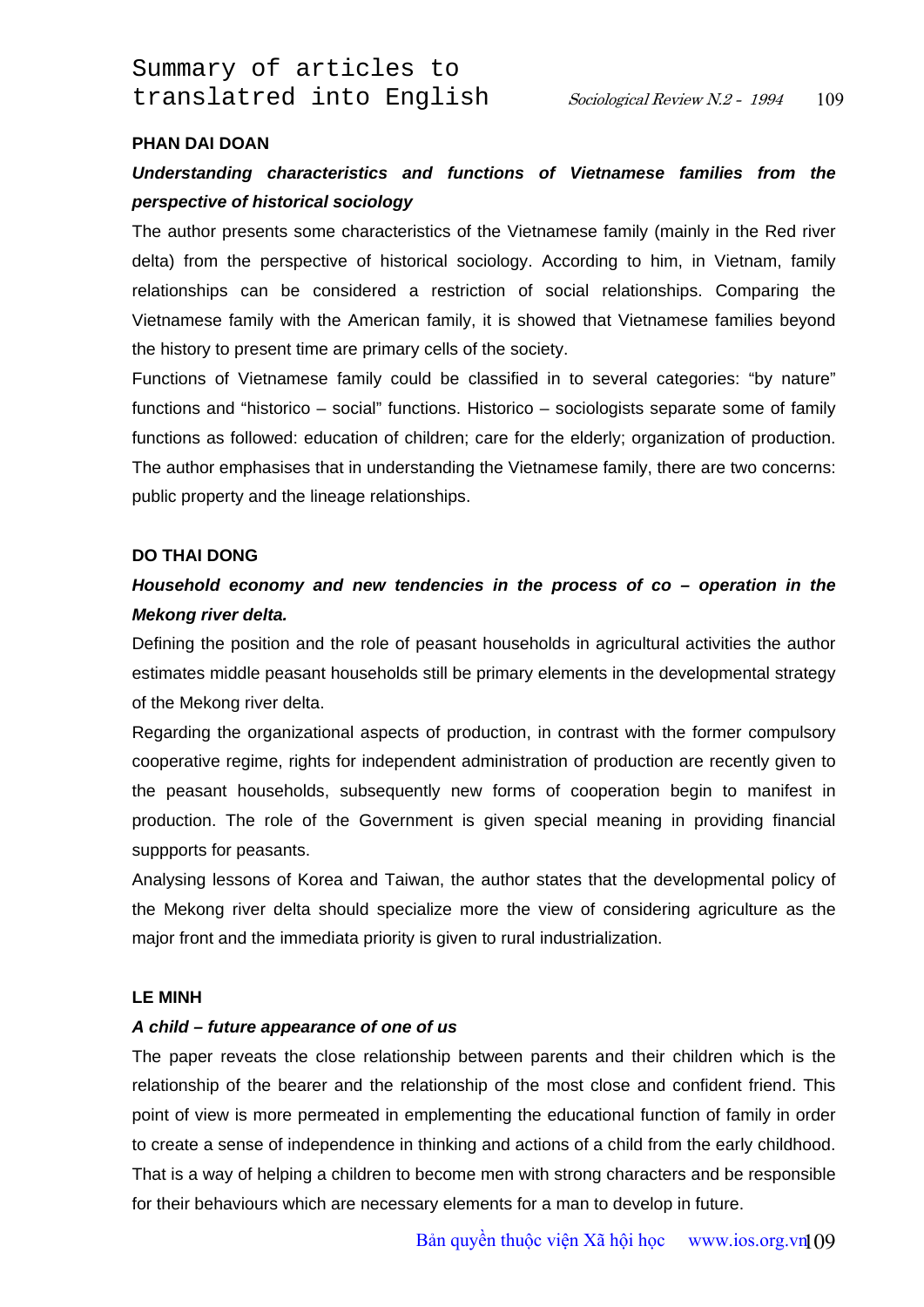# Summary of articles to translatred into English

**PHAN DAI DOAN**

***Understanding characteristics and functions of Vietnamese families from the perspective of historical sociology***

The author presents some characteristics of the Vietnamese family (mainly in the Red river delta) from the perspective of historical sociology. According to him, in Vietnam, family relationships can be considered a restriction of social relationships. Comparing the Vietnamese family with the American family, it is showed that Vietnamese families beyond the history to present time are primary cells of the society.

Functions of Vietnamese family could be classified in to several categories: "by nature" functions and "historico – social" functions. Historico – sociologists separate some of family functions as followed: education of children; care for the elderly; organization of production. The author emphasises that in understanding the Vietnamese family, there are two concerns: public property and the lineage relationships.

**DO THAI DONG**

***Household economy and new tendencies in the process of co – operation in the Mekong river delta.***

Defining the position and the role of peasant households in agricultural activities the author estimates middle peasant households still be primary elements in the developmental strategy of the Mekong river delta.

Regarding the organizational aspects of production, in contrast with the former compulsory cooperative regime, rights for independent administration of production are recently given to the peasant households, subsequently new forms of cooperation begin to manifest in production. The role of the Government is given special meaning in providing financial suppports for peasants.

Analysing lessons of Korea and Taiwan, the author states that the developmental policy of the Mekong river delta should specialize more the view of considering agriculture as the major front and the immediata priority is given to rural industrialization.

**LE MINH**

***A child – future appearance of one of us***

The paper reveats the close relationship between parents and their children which is the relationship of the bearer and the relationship of the most close and confident friend. This point of view is more permeated in emplementing the educational function of family in order to create a sense of independence in thinking and actions of a child from the early childhood. That is a way of helping a children to become men with strong characters and be responsible for their behaviours which are necessary elements for a man to develop in future.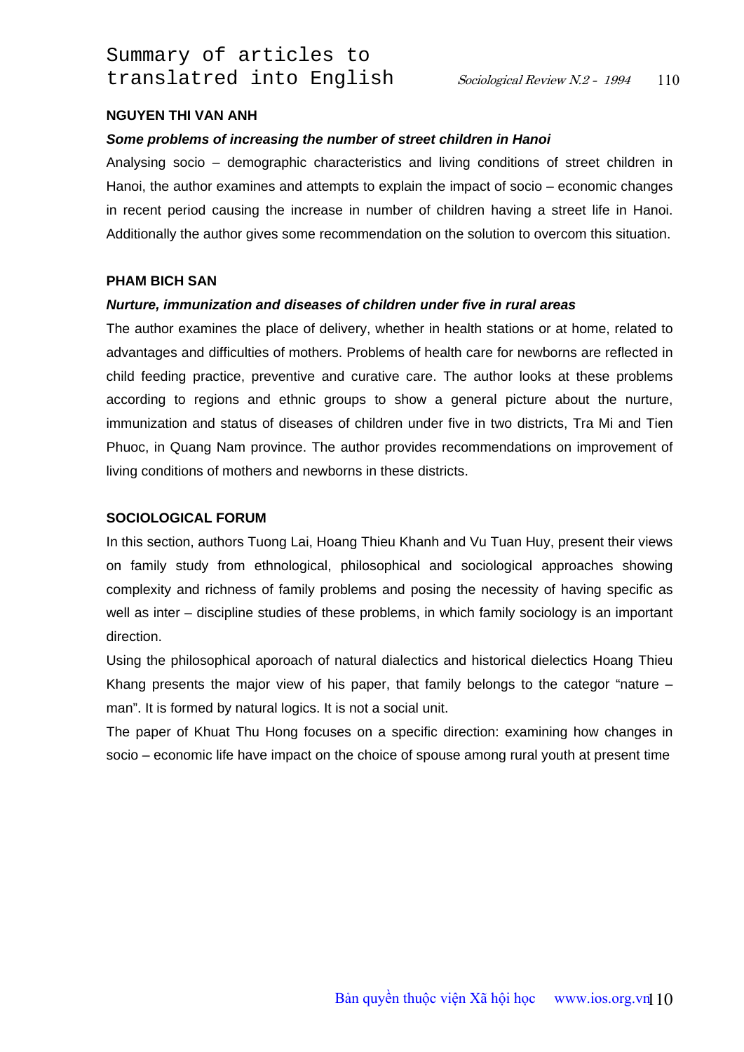# Summary of articles to translatred into English

**NGUYEN THI VAN ANH**

***Some problems of increasing the number of street children in Hanoi***

Analysing socio – demographic characteristics and living conditions of street children in Hanoi, the author examines and attempts to explain the impact of socio – economic changes in recent period causing the increase in number of children having a street life in Hanoi. Additionally the author gives some recommendation on the solution to overcom this situation.

**PHAM BICH SAN**

***Nurture, immunization and diseases of children under five in rural areas***

The author examines the place of delivery, whether in health stations or at home, related to advantages and difficulties of mothers. Problems of health care for newborns are reflected in child feeding practice, preventive and curative care. The author looks at these problems according to regions and ethnic groups to show a general picture about the nurture, immunization and status of diseases of children under five in two districts, Tra Mi and Tien Phuoc, in Quang Nam province. The author provides recommendations on improvement of living conditions of mothers and newborns in these districts.

**SOCIOLOGICAL FORUM**

In this section, authors Tuong Lai, Hoang Thieu Khanh and Vu Tuan Huy, present their views on family study from ethnological, philosophical and sociological approaches showing complexity and richness of family problems and posing the necessity of having specific as well as inter – discipline studies of these problems, in which family sociology is an important direction.

Using the philosophical aporoach of natural dialectics and historical dielectics Hoang Thieu Khang presents the major view of his paper, that family belongs to the categor "nature – man". It is formed by natural logics. It is not a social unit.

The paper of Khuat Thu Hong focuses on a specific direction: examining how changes in socio – economic life have impact on the choice of spouse among rural youth at present time